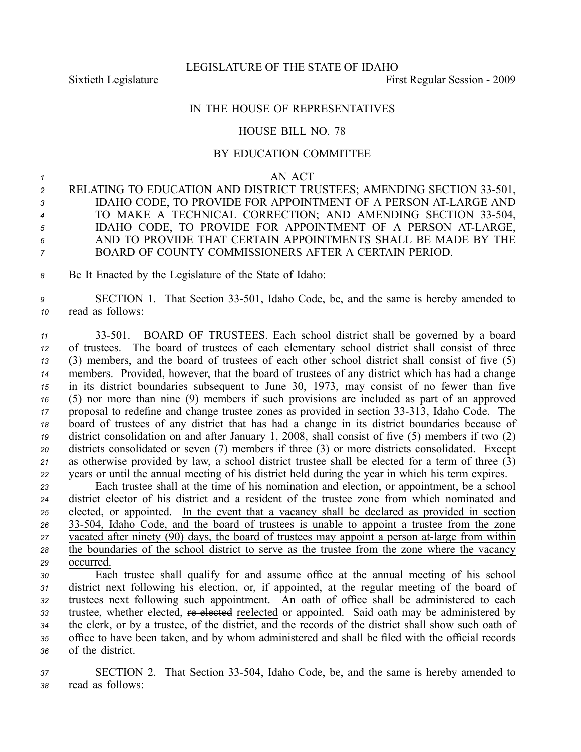LEGISLATURE OF THE STATE OF IDAHO

Sixtieth Legislature First Regular Session - 2009

IN THE HOUSE OF REPRESENTATIVES

HOUSE BILL NO. 78

BY EDUCATION COMMITTEE

AN ACT

RELATING TO EDUCATION AND DISTRICT TRUSTEES; AMENDING SECTION 33-501, IDAHO CODE, TO PROVIDE FOR APPOINTMENT OF A PERSON AT-LARGE AND TO MAKE A TECHNICAL CORRECTION; AND AMENDING SECTION 33-504, IDAHO CODE, TO PROVIDE FOR APPOINTMENT OF A PERSON AT-LARGE, AND TO PROVIDE THAT CERTAIN APPOINTMENTS SHALL BE MADE BY THE BOARD OF COUNTY COMMISSIONERS AFTER A CERTAIN PERIOD.

Be It Enacted by the Legislature of the State of Idaho:

SECTION 1. That Section 33-501, Idaho Code, be, and the same is hereby amended to read as follows:

33-501. BOARD OF TRUSTEES. Each school district shall be governed by a board of trustees. The board of trustees of each elementary school district shall consist of three (3) members, and the board of trustees of each other school district shall consist of five (5) members. Provided, however, that the board of trustees of any district which has had a change in its district boundaries subsequent to June 30, 1973, may consist of no fewer than five (5) nor more than nine (9) members if such provisions are included as part of an approved proposal to redefine and change trustee zones as provided in section 33-313, Idaho Code. The board of trustees of any district that has had a change in its district boundaries because of district consolidation on and after January 1, 2008, shall consist of five (5) members if two (2) districts consolidated or seven (7) members if three (3) or more districts consolidated. Except as otherwise provided by law, a school district trustee shall be elected for a term of three (3) years or until the annual meeting of his district held during the year in which his term expires.

Each trustee shall at the time of his nomination and election, or appointment, be a school district elector of his district and a resident of the trustee zone from which nominated and elected, or appointed. <u>In the event that a vacancy shall be declared as provided in section 33-504, Idaho Code, and the board of trustees is unable to appoint a trustee from the zone vacated after ninety (90) days, the board of trustees may appoint a person at-large from within the boundaries of the school district to serve as the trustee from the zone where the vacancy occurred.</u>

Each trustee shall qualify for and assume office at the annual meeting of his school district next following his election, or, if appointed, at the regular meeting of the board of trustees next following such appointment. An oath of office shall be administered to each trustee, whether elected, ~~re-elected~~ <u>reelected</u> or appointed. Said oath may be administered by the clerk, or by a trustee, of the district, and the records of the district shall show such oath of office to have been taken, and by whom administered and shall be filed with the official records of the district.

SECTION 2. That Section 33-504, Idaho Code, be, and the same is hereby amended to read as follows: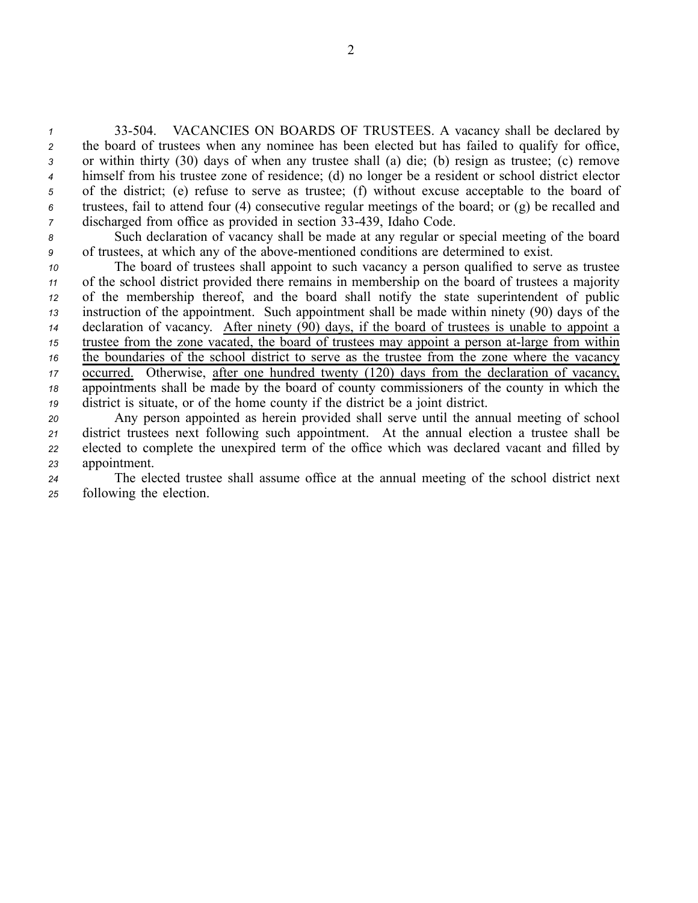33-504. VACANCIES ON BOARDS OF TRUSTEES. A vacancy shall be declared by the board of trustees when any nominee has been elected but has failed to qualify for office, or within thirty (30) days of when any trustee shall (a) die; (b) resign as trustee; (c) remove himself from his trustee zone of residence; (d) no longer be a resident or school district elector of the district; (e) refuse to serve as trustee; (f) without excuse acceptable to the board of trustees, fail to attend four (4) consecutive regular meetings of the board; or (g) be recalled and discharged from office as provided in section 33-439, Idaho Code.

Such declaration of vacancy shall be made at any regular or special meeting of the board of trustees, at which any of the above-mentioned conditions are determined to exist.

The board of trustees shall appoint to such vacancy a person qualified to serve as trustee of the school district provided there remains in membership on the board of trustees a majority of the membership thereof, and the board shall notify the state superintendent of public instruction of the appointment. Such appointment shall be made within ninety (90) days of the declaration of vacancy. <u>After ninety (90) days, if the board of trustees is unable to appoint a trustee from the zone vacated, the board of trustees may appoint a person at-large from within the boundaries of the school district to serve as the trustee from the zone where the vacancy occurred.</u> Otherwise, <u>after one hundred twenty (120) days from the declaration of vacancy,</u> appointments shall be made by the board of county commissioners of the county in which the district is situate, or of the home county if the district be a joint district.

Any person appointed as herein provided shall serve until the annual meeting of school district trustees next following such appointment. At the annual election a trustee shall be elected to complete the unexpired term of the office which was declared vacant and filled by appointment.

The elected trustee shall assume office at the annual meeting of the school district next following the election.